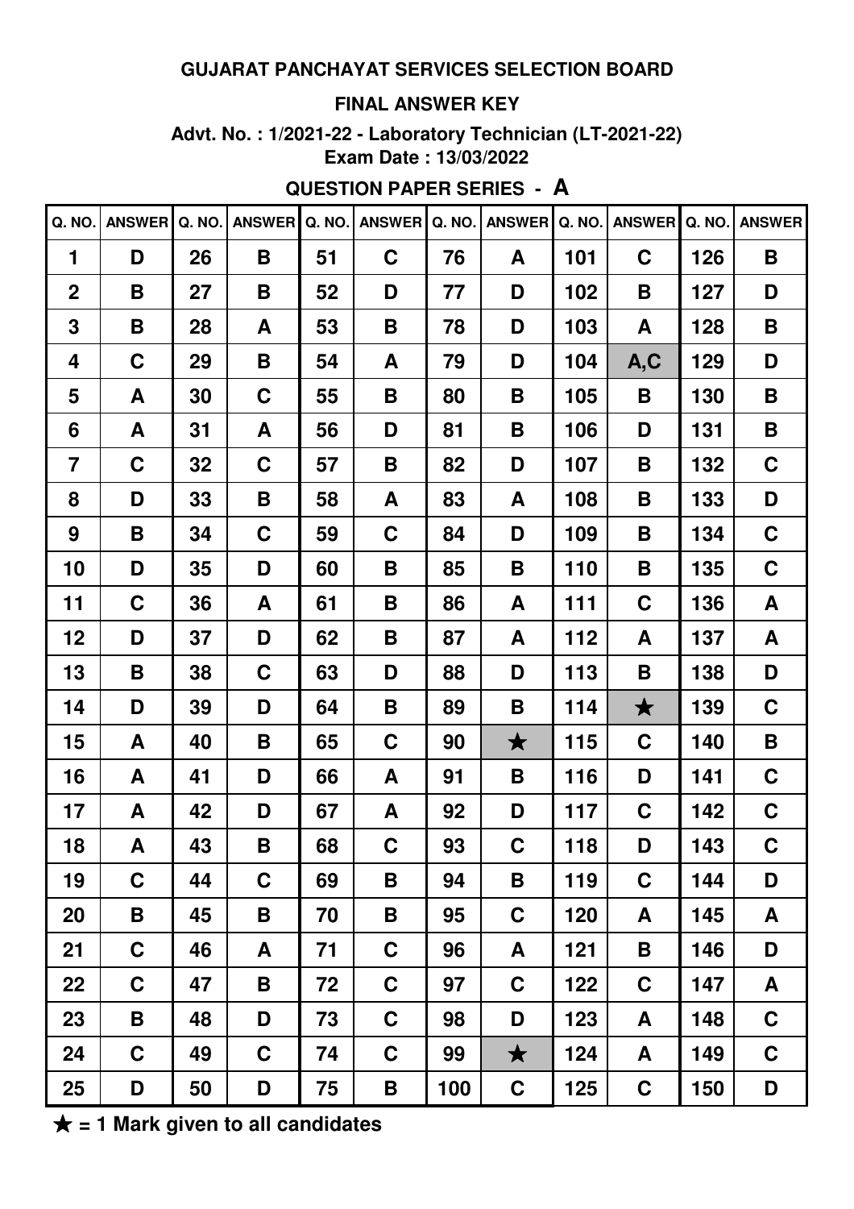**GUJARAT PANCHAYAT SERVICES SELECTION BOARD**

**FINAL ANSWER KEY**

**Advt. No. : 1/2021-22 - Laboratory Technician (LT-2021-22)**

**Exam Date : 13/03/2022**

**QUESTION PAPER SERIES - A**

| Q. NO. | ANSWER | Q. NO. | ANSWER | Q. NO. | ANSWER | Q. NO. | ANSWER | Q. NO. | ANSWER | Q. NO. | ANSWER |
|---|---|---|---|---|---|---|---|---|---|---|---|
| 1 | D | 26 | B | 51 | C | 76 | A | 101 | C | 126 | B |
| 2 | B | 27 | B | 52 | D | 77 | D | 102 | B | 127 | D |
| 3 | B | 28 | A | 53 | B | 78 | D | 103 | A | 128 | B |
| 4 | C | 29 | B | 54 | A | 79 | D | 104 | A,C | 129 | D |
| 5 | A | 30 | C | 55 | B | 80 | B | 105 | B | 130 | B |
| 6 | A | 31 | A | 56 | D | 81 | B | 106 | D | 131 | B |
| 7 | C | 32 | C | 57 | B | 82 | D | 107 | B | 132 | C |
| 8 | D | 33 | B | 58 | A | 83 | A | 108 | B | 133 | D |
| 9 | B | 34 | C | 59 | C | 84 | D | 109 | B | 134 | C |
| 10 | D | 35 | D | 60 | B | 85 | B | 110 | B | 135 | C |
| 11 | C | 36 | A | 61 | B | 86 | A | 111 | C | 136 | A |
| 12 | D | 37 | D | 62 | B | 87 | A | 112 | A | 137 | A |
| 13 | B | 38 | C | 63 | D | 88 | D | 113 | B | 138 | D |
| 14 | D | 39 | D | 64 | B | 89 | B | 114 | ★ | 139 | C |
| 15 | A | 40 | B | 65 | C | 90 | ★ | 115 | C | 140 | B |
| 16 | A | 41 | D | 66 | A | 91 | B | 116 | D | 141 | C |
| 17 | A | 42 | D | 67 | A | 92 | D | 117 | C | 142 | C |
| 18 | A | 43 | B | 68 | C | 93 | C | 118 | D | 143 | C |
| 19 | C | 44 | C | 69 | B | 94 | B | 119 | C | 144 | D |
| 20 | B | 45 | B | 70 | B | 95 | C | 120 | A | 145 | A |
| 21 | C | 46 | A | 71 | C | 96 | A | 121 | B | 146 | D |
| 22 | C | 47 | B | 72 | C | 97 | C | 122 | C | 147 | A |
| 23 | B | 48 | D | 73 | C | 98 | D | 123 | A | 148 | C |
| 24 | C | 49 | C | 74 | C | 99 | ★ | 124 | A | 149 | C |
| 25 | D | 50 | D | 75 | B | 100 | C | 125 | C | 150 | D |

**★ = 1 Mark given to all candidates**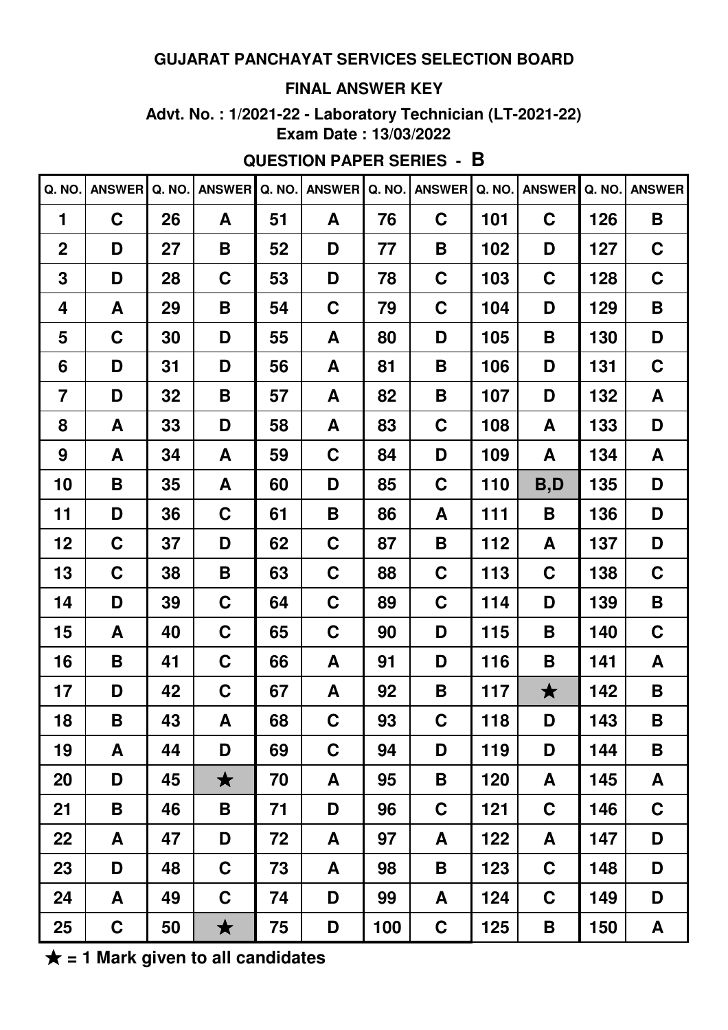**GUJARAT PANCHAYAT SERVICES SELECTION BOARD**

**FINAL ANSWER KEY**

**Advt. No. : 1/2021-22 - Laboratory Technician (LT-2021-22)**
**Exam Date : 13/03/2022**

**QUESTION PAPER SERIES - B**

| Q. NO. | ANSWER | Q. NO. | ANSWER | Q. NO. | ANSWER | Q. NO. | ANSWER | Q. NO. | ANSWER | Q. NO. | ANSWER |
|---|---|---|---|---|---|---|---|---|---|---|---|
| 1 | C | 26 | A | 51 | A | 76 | C | 101 | C | 126 | B |
| 2 | D | 27 | B | 52 | D | 77 | B | 102 | D | 127 | C |
| 3 | D | 28 | C | 53 | D | 78 | C | 103 | C | 128 | C |
| 4 | A | 29 | B | 54 | C | 79 | C | 104 | D | 129 | B |
| 5 | C | 30 | D | 55 | A | 80 | D | 105 | B | 130 | D |
| 6 | D | 31 | D | 56 | A | 81 | B | 106 | D | 131 | C |
| 7 | D | 32 | B | 57 | A | 82 | B | 107 | D | 132 | A |
| 8 | A | 33 | D | 58 | A | 83 | C | 108 | A | 133 | D |
| 9 | A | 34 | A | 59 | C | 84 | D | 109 | A | 134 | A |
| 10 | B | 35 | A | 60 | D | 85 | C | 110 | B,D | 135 | D |
| 11 | D | 36 | C | 61 | B | 86 | A | 111 | B | 136 | D |
| 12 | C | 37 | D | 62 | C | 87 | B | 112 | A | 137 | D |
| 13 | C | 38 | B | 63 | C | 88 | C | 113 | C | 138 | C |
| 14 | D | 39 | C | 64 | C | 89 | C | 114 | D | 139 | B |
| 15 | A | 40 | C | 65 | C | 90 | D | 115 | B | 140 | C |
| 16 | B | 41 | C | 66 | A | 91 | D | 116 | B | 141 | A |
| 17 | D | 42 | C | 67 | A | 92 | B | 117 | ★ | 142 | B |
| 18 | B | 43 | A | 68 | C | 93 | C | 118 | D | 143 | B |
| 19 | A | 44 | D | 69 | C | 94 | D | 119 | D | 144 | B |
| 20 | D | 45 | ★ | 70 | A | 95 | B | 120 | A | 145 | A |
| 21 | B | 46 | B | 71 | D | 96 | C | 121 | C | 146 | C |
| 22 | A | 47 | D | 72 | A | 97 | A | 122 | A | 147 | D |
| 23 | D | 48 | C | 73 | A | 98 | B | 123 | C | 148 | D |
| 24 | A | 49 | C | 74 | D | 99 | A | 124 | C | 149 | D |
| 25 | C | 50 | ★ | 75 | D | 100 | C | 125 | B | 150 | A |

**★ = 1 Mark given to all candidates**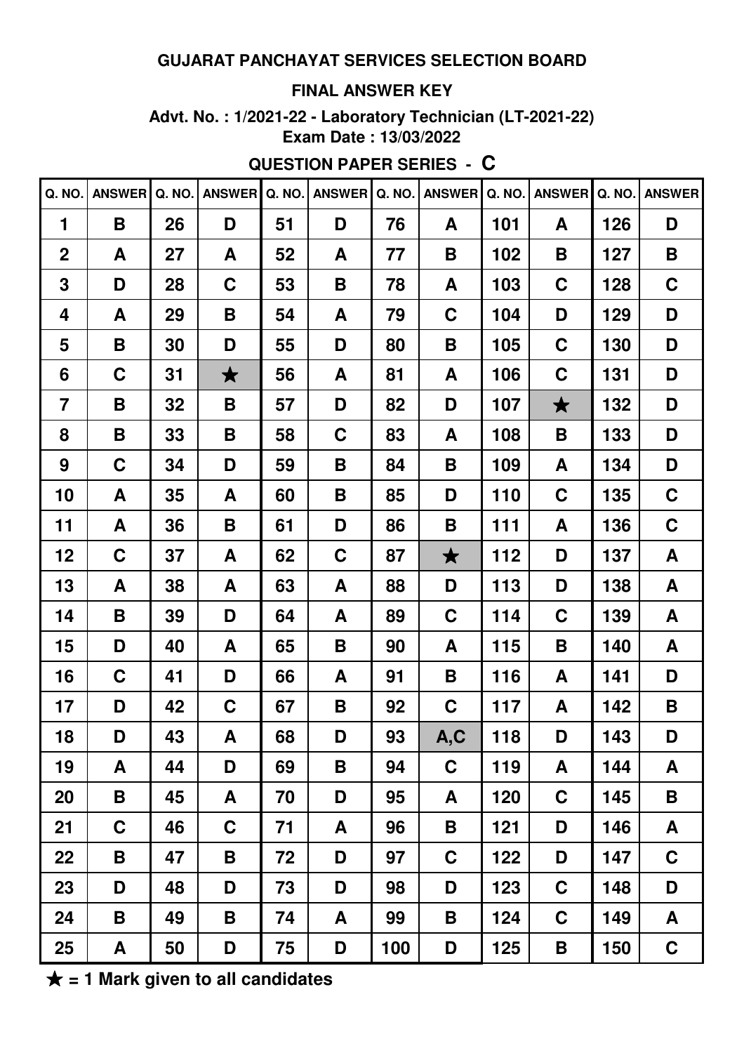**GUJARAT PANCHAYAT SERVICES SELECTION BOARD**

**FINAL ANSWER KEY**

**Advt. No. : 1/2021-22 - Laboratory Technician (LT-2021-22)**
**Exam Date : 13/03/2022**

**QUESTION PAPER SERIES - C**

| Q. NO. | ANSWER | Q. NO. | ANSWER | Q. NO. | ANSWER | Q. NO. | ANSWER | Q. NO. | ANSWER | Q. NO. | ANSWER |
|---|---|---|---|---|---|---|---|---|---|---|---|
| 1 | B | 26 | D | 51 | D | 76 | A | 101 | A | 126 | D |
| 2 | A | 27 | A | 52 | A | 77 | B | 102 | B | 127 | B |
| 3 | D | 28 | C | 53 | B | 78 | A | 103 | C | 128 | C |
| 4 | A | 29 | B | 54 | A | 79 | C | 104 | D | 129 | D |
| 5 | B | 30 | D | 55 | D | 80 | B | 105 | C | 130 | D |
| 6 | C | 31 | ★ | 56 | A | 81 | A | 106 | C | 131 | D |
| 7 | B | 32 | B | 57 | D | 82 | D | 107 | ★ | 132 | D |
| 8 | B | 33 | B | 58 | C | 83 | A | 108 | B | 133 | D |
| 9 | C | 34 | D | 59 | B | 84 | B | 109 | A | 134 | D |
| 10 | A | 35 | A | 60 | B | 85 | D | 110 | C | 135 | C |
| 11 | A | 36 | B | 61 | D | 86 | B | 111 | A | 136 | C |
| 12 | C | 37 | A | 62 | C | 87 | ★ | 112 | D | 137 | A |
| 13 | A | 38 | A | 63 | A | 88 | D | 113 | D | 138 | A |
| 14 | B | 39 | D | 64 | A | 89 | C | 114 | C | 139 | A |
| 15 | D | 40 | A | 65 | B | 90 | A | 115 | B | 140 | A |
| 16 | C | 41 | D | 66 | A | 91 | B | 116 | A | 141 | D |
| 17 | D | 42 | C | 67 | B | 92 | C | 117 | A | 142 | B |
| 18 | D | 43 | A | 68 | D | 93 | A,C | 118 | D | 143 | D |
| 19 | A | 44 | D | 69 | B | 94 | C | 119 | A | 144 | A |
| 20 | B | 45 | A | 70 | D | 95 | A | 120 | C | 145 | B |
| 21 | C | 46 | C | 71 | A | 96 | B | 121 | D | 146 | A |
| 22 | B | 47 | B | 72 | D | 97 | C | 122 | D | 147 | C |
| 23 | D | 48 | D | 73 | D | 98 | D | 123 | C | 148 | D |
| 24 | B | 49 | B | 74 | A | 99 | B | 124 | C | 149 | A |
| 25 | A | 50 | D | 75 | D | 100 | D | 125 | B | 150 | C |

**★ = 1 Mark given to all candidates**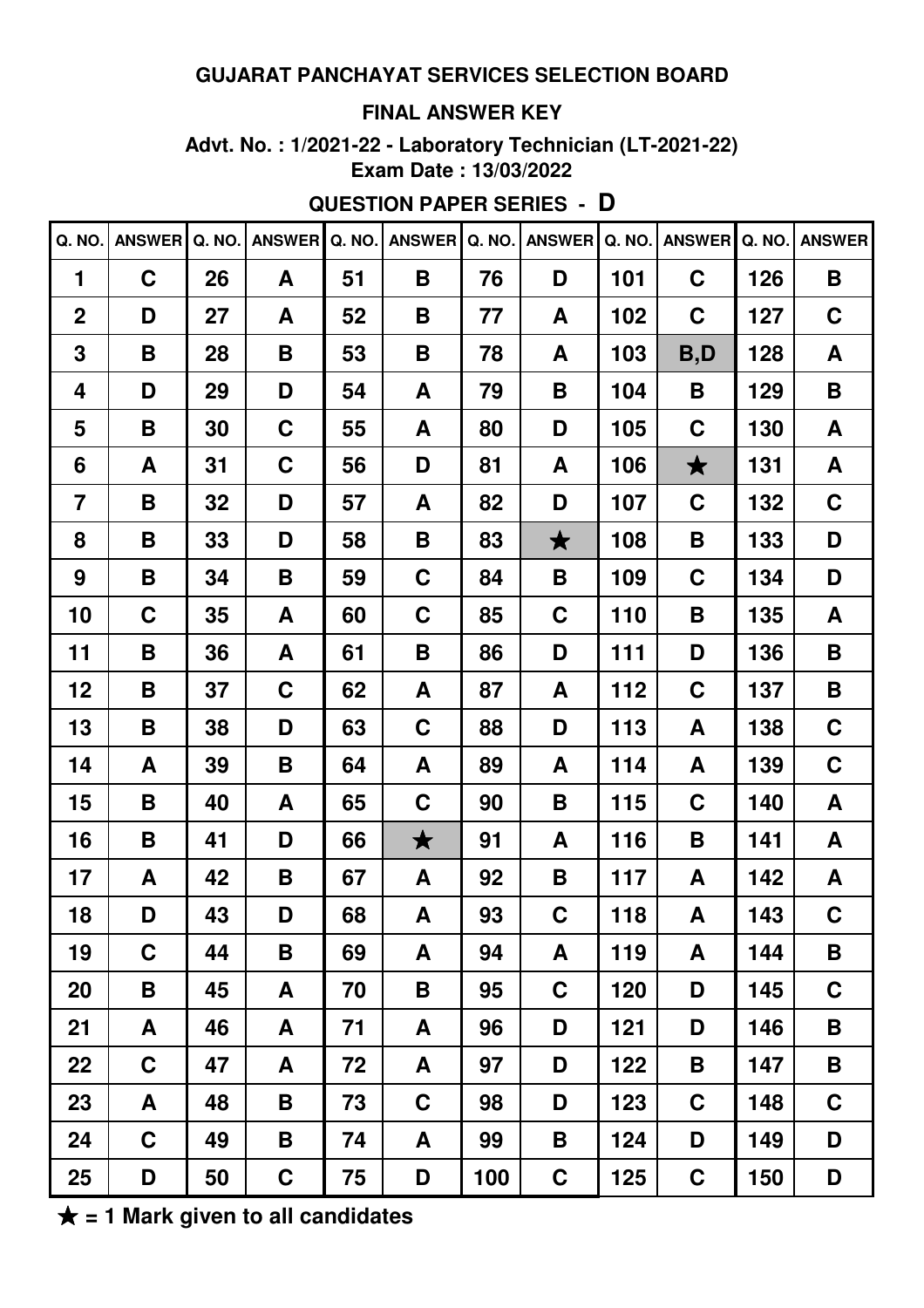**GUJARAT PANCHAYAT SERVICES SELECTION BOARD**

**FINAL ANSWER KEY**

**Advt. No. : 1/2021-22 - Laboratory Technician (LT-2021-22)**
**Exam Date : 13/03/2022**

**QUESTION PAPER SERIES - D**

| Q. NO. | ANSWER | Q. NO. | ANSWER | Q. NO. | ANSWER | Q. NO. | ANSWER | Q. NO. | ANSWER | Q. NO. | ANSWER |
|---|---|---|---|---|---|---|---|---|---|---|---|
| 1 | C | 26 | A | 51 | B | 76 | D | 101 | C | 126 | B |
| 2 | D | 27 | A | 52 | B | 77 | A | 102 | C | 127 | C |
| 3 | B | 28 | B | 53 | B | 78 | A | 103 | B,D | 128 | A |
| 4 | D | 29 | D | 54 | A | 79 | B | 104 | B | 129 | B |
| 5 | B | 30 | C | 55 | A | 80 | D | 105 | C | 130 | A |
| 6 | A | 31 | C | 56 | D | 81 | A | 106 | ★ | 131 | A |
| 7 | B | 32 | D | 57 | A | 82 | D | 107 | C | 132 | C |
| 8 | B | 33 | D | 58 | B | 83 | ★ | 108 | B | 133 | D |
| 9 | B | 34 | B | 59 | C | 84 | B | 109 | C | 134 | D |
| 10 | C | 35 | A | 60 | C | 85 | C | 110 | B | 135 | A |
| 11 | B | 36 | A | 61 | B | 86 | D | 111 | D | 136 | B |
| 12 | B | 37 | C | 62 | A | 87 | A | 112 | C | 137 | B |
| 13 | B | 38 | D | 63 | C | 88 | D | 113 | A | 138 | C |
| 14 | A | 39 | B | 64 | A | 89 | A | 114 | A | 139 | C |
| 15 | B | 40 | A | 65 | C | 90 | B | 115 | C | 140 | A |
| 16 | B | 41 | D | 66 | ★ | 91 | A | 116 | B | 141 | A |
| 17 | A | 42 | B | 67 | A | 92 | B | 117 | A | 142 | A |
| 18 | D | 43 | D | 68 | A | 93 | C | 118 | A | 143 | C |
| 19 | C | 44 | B | 69 | A | 94 | A | 119 | A | 144 | B |
| 20 | B | 45 | A | 70 | B | 95 | C | 120 | D | 145 | C |
| 21 | A | 46 | A | 71 | A | 96 | D | 121 | D | 146 | B |
| 22 | C | 47 | A | 72 | A | 97 | D | 122 | B | 147 | B |
| 23 | A | 48 | B | 73 | C | 98 | D | 123 | C | 148 | C |
| 24 | C | 49 | B | 74 | A | 99 | B | 124 | D | 149 | D |
| 25 | D | 50 | C | 75 | D | 100 | C | 125 | C | 150 | D |

**★ = 1 Mark given to all candidates**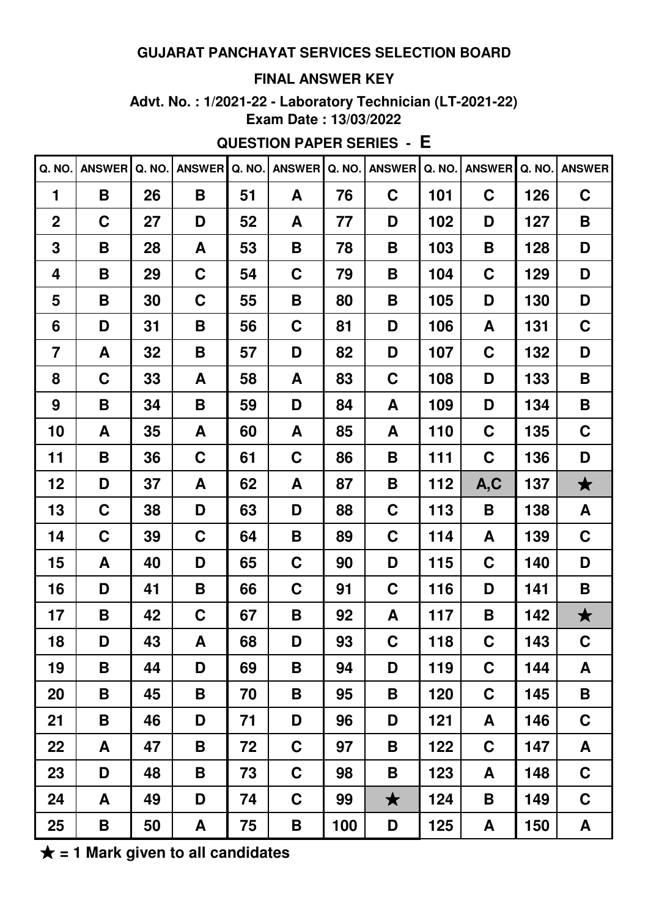**GUJARAT PANCHAYAT SERVICES SELECTION BOARD**

**FINAL ANSWER KEY**

**Advt. No. : 1/2021-22 - Laboratory Technician (LT-2021-22)**
**Exam Date : 13/03/2022**

**QUESTION PAPER SERIES - E**

| Q. NO. | ANSWER | Q. NO. | ANSWER | Q. NO. | ANSWER | Q. NO. | ANSWER | Q. NO. | ANSWER | Q. NO. | ANSWER |
|---|---|---|---|---|---|---|---|---|---|---|---|
| 1 | B | 26 | B | 51 | A | 76 | C | 101 | C | 126 | C |
| 2 | C | 27 | D | 52 | A | 77 | D | 102 | D | 127 | B |
| 3 | B | 28 | A | 53 | B | 78 | B | 103 | B | 128 | D |
| 4 | B | 29 | C | 54 | C | 79 | B | 104 | C | 129 | D |
| 5 | B | 30 | C | 55 | B | 80 | B | 105 | D | 130 | D |
| 6 | D | 31 | B | 56 | C | 81 | D | 106 | A | 131 | C |
| 7 | A | 32 | B | 57 | D | 82 | D | 107 | C | 132 | D |
| 8 | C | 33 | A | 58 | A | 83 | C | 108 | D | 133 | B |
| 9 | B | 34 | B | 59 | D | 84 | A | 109 | D | 134 | B |
| 10 | A | 35 | A | 60 | A | 85 | A | 110 | C | 135 | C |
| 11 | B | 36 | C | 61 | C | 86 | B | 111 | C | 136 | D |
| 12 | D | 37 | A | 62 | A | 87 | B | 112 | A,C | 137 | ★ |
| 13 | C | 38 | D | 63 | D | 88 | C | 113 | B | 138 | A |
| 14 | C | 39 | C | 64 | B | 89 | C | 114 | A | 139 | C |
| 15 | A | 40 | D | 65 | C | 90 | D | 115 | C | 140 | D |
| 16 | D | 41 | B | 66 | C | 91 | C | 116 | D | 141 | B |
| 17 | B | 42 | C | 67 | B | 92 | A | 117 | B | 142 | ★ |
| 18 | D | 43 | A | 68 | D | 93 | C | 118 | C | 143 | C |
| 19 | B | 44 | D | 69 | B | 94 | D | 119 | C | 144 | A |
| 20 | B | 45 | B | 70 | B | 95 | B | 120 | C | 145 | B |
| 21 | B | 46 | D | 71 | D | 96 | D | 121 | A | 146 | C |
| 22 | A | 47 | B | 72 | C | 97 | B | 122 | C | 147 | A |
| 23 | D | 48 | B | 73 | C | 98 | B | 123 | A | 148 | C |
| 24 | A | 49 | D | 74 | C | 99 | ★ | 124 | B | 149 | C |
| 25 | B | 50 | A | 75 | B | 100 | D | 125 | A | 150 | A |

★ = 1 Mark given to all candidates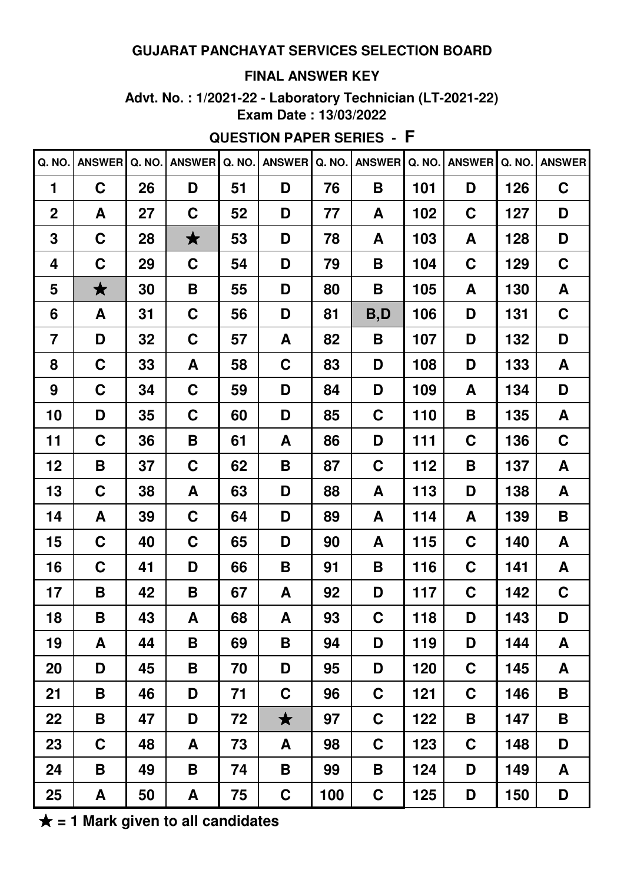**GUJARAT PANCHAYAT SERVICES SELECTION BOARD**

**FINAL ANSWER KEY**

**Advt. No. : 1/2021-22 - Laboratory Technician (LT-2021-22)**
**Exam Date : 13/03/2022**

**QUESTION PAPER SERIES - F**

| Q. NO. | ANSWER | Q. NO. | ANSWER | Q. NO. | ANSWER | Q. NO. | ANSWER | Q. NO. | ANSWER | Q. NO. | ANSWER |
|---|---|---|---|---|---|---|---|---|---|---|---|
| 1 | C | 26 | D | 51 | D | 76 | B | 101 | D | 126 | C |
| 2 | A | 27 | C | 52 | D | 77 | A | 102 | C | 127 | D |
| 3 | C | 28 | ★ | 53 | D | 78 | A | 103 | A | 128 | D |
| 4 | C | 29 | C | 54 | D | 79 | B | 104 | C | 129 | C |
| 5 | ★ | 30 | B | 55 | D | 80 | B | 105 | A | 130 | A |
| 6 | A | 31 | C | 56 | D | 81 | B,D | 106 | D | 131 | C |
| 7 | D | 32 | C | 57 | A | 82 | B | 107 | D | 132 | D |
| 8 | C | 33 | A | 58 | C | 83 | D | 108 | D | 133 | A |
| 9 | C | 34 | C | 59 | D | 84 | D | 109 | A | 134 | D |
| 10 | D | 35 | C | 60 | D | 85 | C | 110 | B | 135 | A |
| 11 | C | 36 | B | 61 | A | 86 | D | 111 | C | 136 | C |
| 12 | B | 37 | C | 62 | B | 87 | C | 112 | B | 137 | A |
| 13 | C | 38 | A | 63 | D | 88 | A | 113 | D | 138 | A |
| 14 | A | 39 | C | 64 | D | 89 | A | 114 | A | 139 | B |
| 15 | C | 40 | C | 65 | D | 90 | A | 115 | C | 140 | A |
| 16 | C | 41 | D | 66 | B | 91 | B | 116 | C | 141 | A |
| 17 | B | 42 | B | 67 | A | 92 | D | 117 | C | 142 | C |
| 18 | B | 43 | A | 68 | A | 93 | C | 118 | D | 143 | D |
| 19 | A | 44 | B | 69 | B | 94 | D | 119 | D | 144 | A |
| 20 | D | 45 | B | 70 | D | 95 | D | 120 | C | 145 | A |
| 21 | B | 46 | D | 71 | C | 96 | C | 121 | C | 146 | B |
| 22 | B | 47 | D | 72 | ★ | 97 | C | 122 | B | 147 | B |
| 23 | C | 48 | A | 73 | A | 98 | C | 123 | C | 148 | D |
| 24 | B | 49 | B | 74 | B | 99 | B | 124 | D | 149 | A |
| 25 | A | 50 | A | 75 | C | 100 | C | 125 | D | 150 | D |

★ = 1 Mark given to all candidates